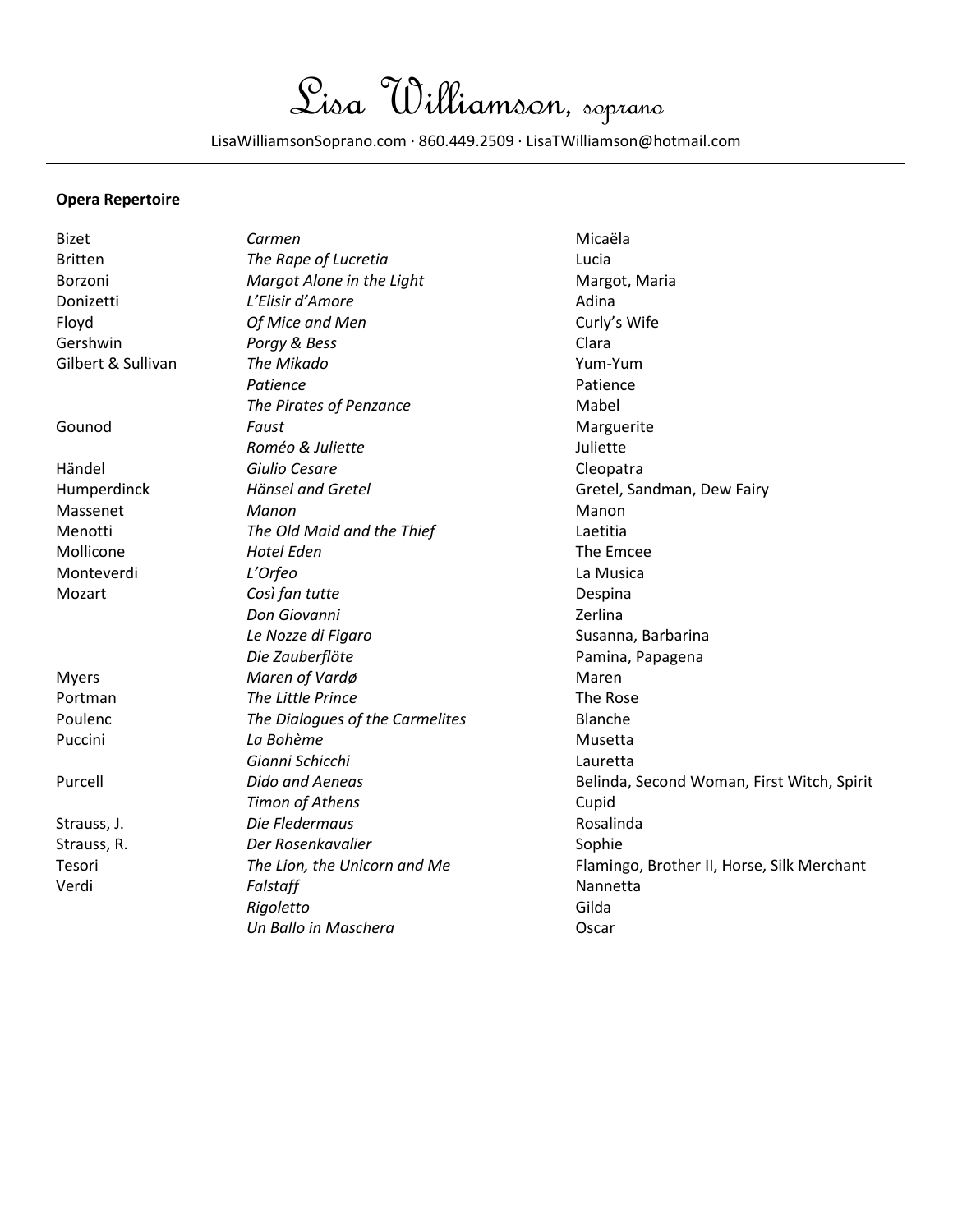# Lisa Williamson, soprano

LisaWilliamsonSoprano.com · 860.449.2509 · LisaTWilliamson@hotmail.com

---

**Opera Repertoire**

| | | |
|---|---|---|
| Bizet | *Carmen* | Micaëla |
| Britten | *The Rape of Lucretia* | Lucia |
| Borzoni | *Margot Alone in the Light* | Margot, Maria |
| Donizetti | *L'Elisir d'Amore* | Adina |
| Floyd | *Of Mice and Men* | Curly's Wife |
| Gershwin | *Porgy & Bess* | Clara |
| Gilbert & Sullivan | *The Mikado* | Yum-Yum |
| | *Patience* | Patience |
| | *The Pirates of Penzance* | Mabel |
| Gounod | *Faust* | Marguerite |
| | *Roméo & Juliette* | Juliette |
| Händel | *Giulio Cesare* | Cleopatra |
| Humperdinck | *Hänsel and Gretel* | Gretel, Sandman, Dew Fairy |
| Massenet | *Manon* | Manon |
| Menotti | *The Old Maid and the Thief* | Laetitia |
| Mollicone | *Hotel Eden* | The Emcee |
| Monteverdi | *L'Orfeo* | La Musica |
| Mozart | *Così fan tutte* | Despina |
| | *Don Giovanni* | Zerlina |
| | *Le Nozze di Figaro* | Susanna, Barbarina |
| | *Die Zauberflöte* | Pamina, Papagena |
| Myers | *Maren of Vardø* | Maren |
| Portman | *The Little Prince* | The Rose |
| Poulenc | *The Dialogues of the Carmelites* | Blanche |
| Puccini | *La Bohème* | Musetta |
| | *Gianni Schicchi* | Lauretta |
| Purcell | *Dido and Aeneas* | Belinda, Second Woman, First Witch, Spirit |
| | *Timon of Athens* | Cupid |
| Strauss, J. | *Die Fledermaus* | Rosalinda |
| Strauss, R. | *Der Rosenkavalier* | Sophie |
| Tesori | *The Lion, the Unicorn and Me* | Flamingo, Brother II, Horse, Silk Merchant |
| Verdi | *Falstaff* | Nannetta |
| | *Rigoletto* | Gilda |
| | *Un Ballo in Maschera* | Oscar |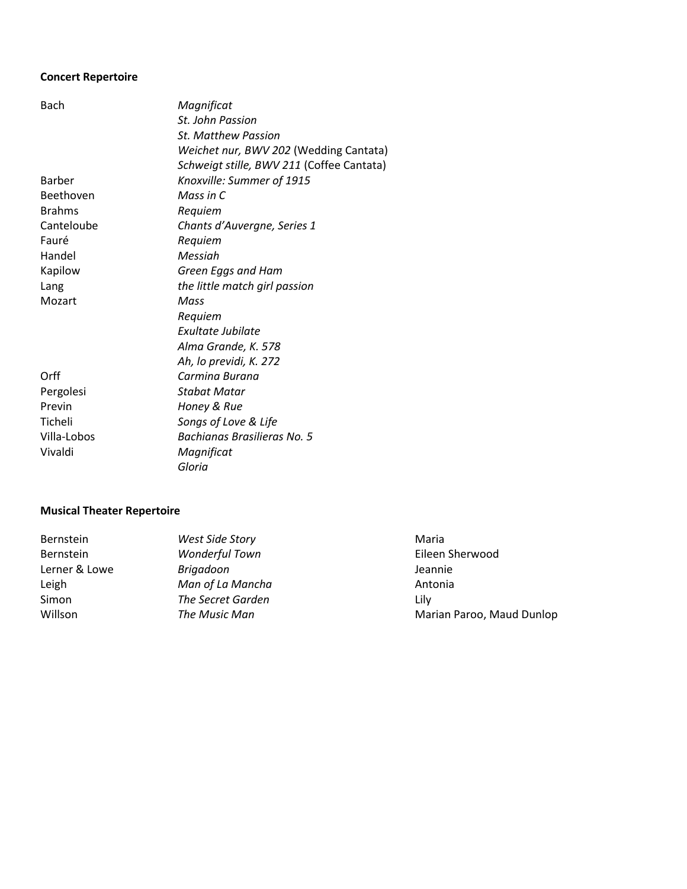**Concert Repertoire**

| | |
|---|---|
| Bach | *Magnificat* |
| | *St. John Passion* |
| | *St. Matthew Passion* |
| | *Weichet nur, BWV 202* (Wedding Cantata) |
| | *Schweigt stille, BWV 211* (Coffee Cantata) |
| Barber | *Knoxville: Summer of 1915* |
| Beethoven | *Mass in C* |
| Brahms | *Requiem* |
| Canteloube | *Chants d'Auvergne, Series 1* |
| Fauré | *Requiem* |
| Handel | *Messiah* |
| Kapilow | *Green Eggs and Ham* |
| Lang | *the little match girl passion* |
| Mozart | *Mass* |
| | *Requiem* |
| | *Exultate Jubilate* |
| | *Alma Grande, K. 578* |
| | *Ah, lo previdi, K. 272* |
| Orff | *Carmina Burana* |
| Pergolesi | *Stabat Matar* |
| Previn | *Honey & Rue* |
| Ticheli | *Songs of Love & Life* |
| Villa-Lobos | *Bachianas Brasilieras No. 5* |
| Vivaldi | *Magnificat* |
| | *Gloria* |

**Musical Theater Repertoire**

| | | |
|---|---|---|
| Bernstein | *West Side Story* | Maria |
| Bernstein | *Wonderful Town* | Eileen Sherwood |
| Lerner & Lowe | *Brigadoon* | Jeannie |
| Leigh | *Man of La Mancha* | Antonia |
| Simon | *The Secret Garden* | Lily |
| Willson | *The Music Man* | Marian Paroo, Maud Dunlop |